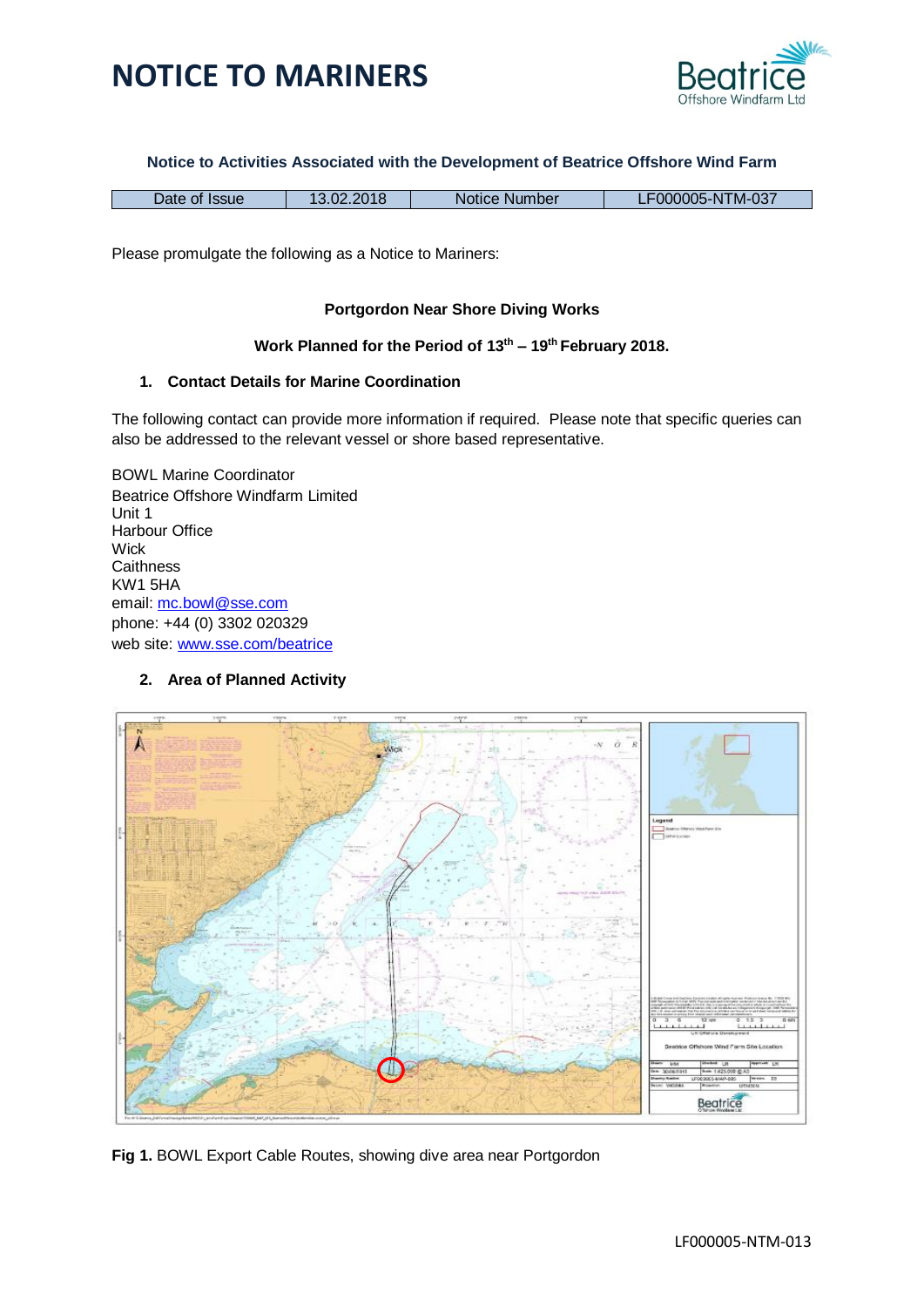# NOTICE TO MARINERS

**Notice to Activities Associated with the Development of Beatrice Offshore Wind Farm**

| Date of Issue | 13.02.2018 | Notice Number | LF000005-NTM-037 |
|---|---|---|---|

Please promulgate the following as a Notice to Mariners:

**Portgordon Near Shore Diving Works**

**Work Planned for the Period of 13th – 19th February 2018.**

## 1. Contact Details for Marine Coordination

The following contact can provide more information if required. Please note that specific queries can also be addressed to the relevant vessel or shore based representative.

BOWL Marine Coordinator
Beatrice Offshore Windfarm Limited
Unit 1
Harbour Office
Wick
Caithness
KW1 5HA
email: mc.bowl@sse.com
phone: +44 (0) 3302 020329
web site: www.sse.com/beatrice

## 2. Area of Planned Activity

**Fig 1.** BOWL Export Cable Routes, showing dive area near Portgordon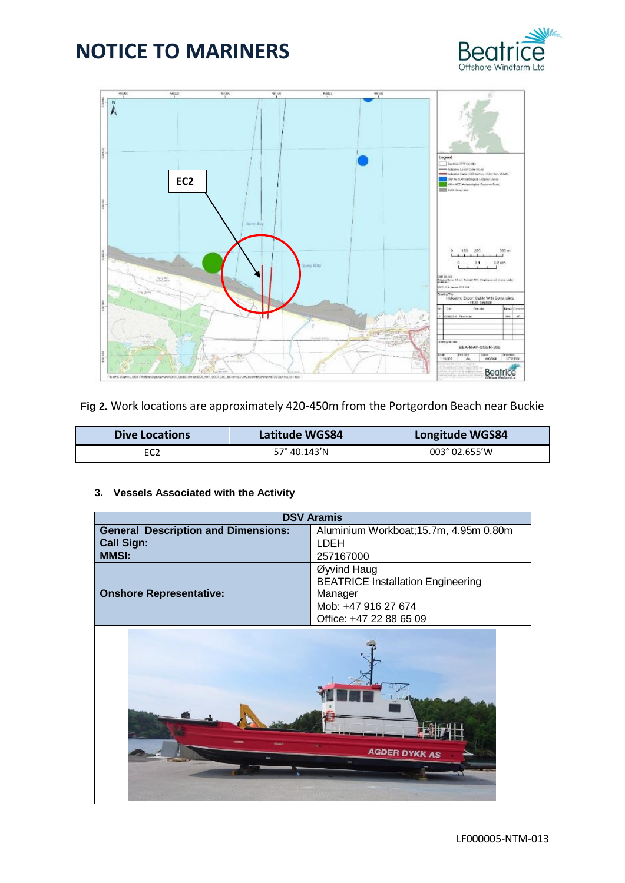# NOTICE TO MARINERS

**Fig 2.** Work locations are approximately 420-450m from the Portgordon Beach near Buckie

| Dive Locations | Latitude WGS84 | Longitude WGS84 |
|---|---|---|
| EC2 | 57° 40.143'N | 003° 02.655'W |

**3. Vessels Associated with the Activity**

| DSV Aramis | |
|---|---|
| **General Description and Dimensions:** | Aluminium Workboat;15.7m, 4.95m 0.80m |
| **Call Sign:** | LDEH |
| **MMSI:** | 257167000 |
| **Onshore Representative:** | Øyvind Haug<br>BEATRICE Installation Engineering Manager<br>Mob: +47 916 27 674<br>Office: +47 22 88 65 09 |

LF000005-NTM-013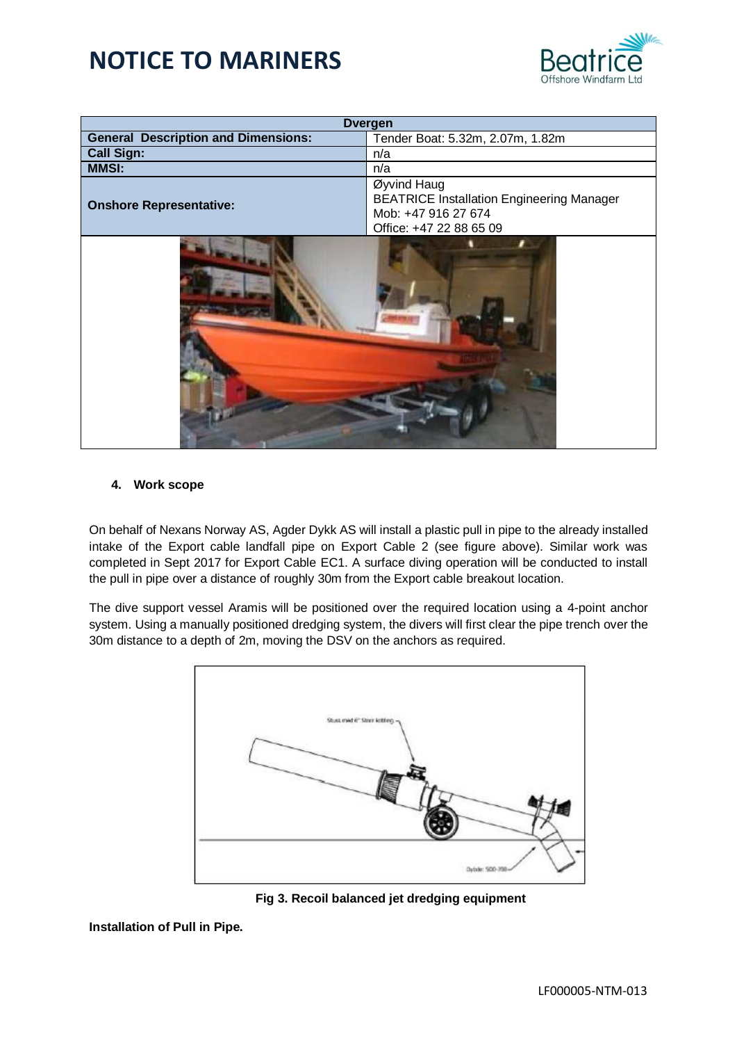# NOTICE TO MARINERS

| Dvergen | |
|---|---|
| **General Description and Dimensions:** | Tender Boat: 5.32m, 2.07m, 1.82m |
| **Call Sign:** | n/a |
| **MMSI:** | n/a |
| **Onshore Representative:** | Øyvind Haug<br>BEATRICE Installation Engineering Manager<br>Mob: +47 916 27 674<br>Office: +47 22 88 65 09 |

#### 4. Work scope

On behalf of Nexans Norway AS, Agder Dykk AS will install a plastic pull in pipe to the already installed intake of the Export cable landfall pipe on Export Cable 2 (see figure above). Similar work was completed in Sept 2017 for Export Cable EC1. A surface diving operation will be conducted to install the pull in pipe over a distance of roughly 30m from the Export cable breakout location.

The dive support vessel Aramis will be positioned over the required location using a 4-point anchor system. Using a manually positioned dredging system, the divers will first clear the pipe trench over the 30m distance to a depth of 2m, moving the DSV on the anchors as required.

**Fig 3. Recoil balanced jet dredging equipment**

**Installation of Pull in Pipe.**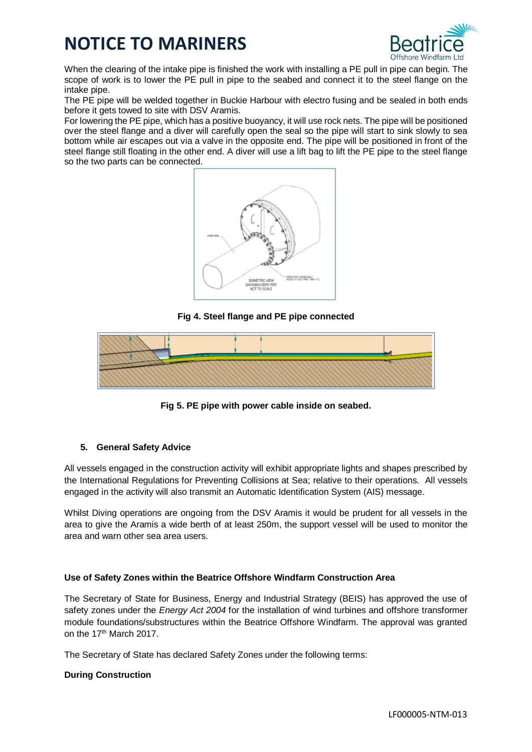When the clearing of the intake pipe is finished the work with installing a PE pull in pipe can begin. The scope of work is to lower the PE pull in pipe to the seabed and connect it to the steel flange on the intake pipe.

The PE pipe will be welded together in Buckie Harbour with electro fusing and be sealed in both ends before it gets towed to site with DSV Aramis.

For lowering the PE pipe, which has a positive buoyancy, it will use rock nets. The pipe will be positioned over the steel flange and a diver will carefully open the seal so the pipe will start to sink slowly to sea bottom while air escapes out via a valve in the opposite end. The pipe will be positioned in front of the steel flange still floating in the other end. A diver will use a lift bag to lift the PE pipe to the steel flange so the two parts can be connected.

**Fig 4. Steel flange and PE pipe connected**

**Fig 5. PE pipe with power cable inside on seabed.**

## 5. General Safety Advice

All vessels engaged in the construction activity will exhibit appropriate lights and shapes prescribed by the International Regulations for Preventing Collisions at Sea; relative to their operations. All vessels engaged in the activity will also transmit an Automatic Identification System (AIS) message.

Whilst Diving operations are ongoing from the DSV Aramis it would be prudent for all vessels in the area to give the Aramis a wide berth of at least 250m, the support vessel will be used to monitor the area and warn other sea area users.

### Use of Safety Zones within the Beatrice Offshore Windfarm Construction Area

The Secretary of State for Business, Energy and Industrial Strategy (BEIS) has approved the use of safety zones under the *Energy Act 2004* for the installation of wind turbines and offshore transformer module foundations/substructures within the Beatrice Offshore Windfarm. The approval was granted on the 17th March 2017.

The Secretary of State has declared Safety Zones under the following terms:

**During Construction**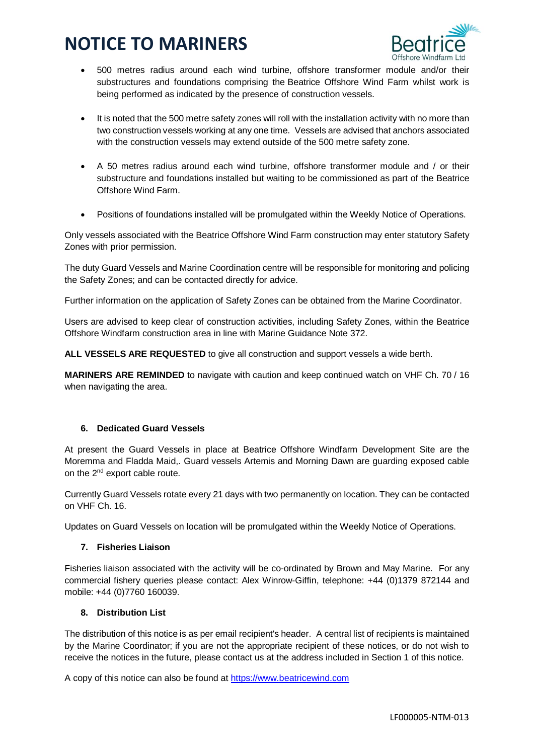- 500 metres radius around each wind turbine, offshore transformer module and/or their substructures and foundations comprising the Beatrice Offshore Wind Farm whilst work is being performed as indicated by the presence of construction vessels.

- It is noted that the 500 metre safety zones will roll with the installation activity with no more than two construction vessels working at any one time. Vessels are advised that anchors associated with the construction vessels may extend outside of the 500 metre safety zone.

- A 50 metres radius around each wind turbine, offshore transformer module and / or their substructure and foundations installed but waiting to be commissioned as part of the Beatrice Offshore Wind Farm.

- Positions of foundations installed will be promulgated within the Weekly Notice of Operations.

Only vessels associated with the Beatrice Offshore Wind Farm construction may enter statutory Safety Zones with prior permission.

The duty Guard Vessels and Marine Coordination centre will be responsible for monitoring and policing the Safety Zones; and can be contacted directly for advice.

Further information on the application of Safety Zones can be obtained from the Marine Coordinator.

Users are advised to keep clear of construction activities, including Safety Zones, within the Beatrice Offshore Windfarm construction area in line with Marine Guidance Note 372.

**ALL VESSELS ARE REQUESTED** to give all construction and support vessels a wide berth.

**MARINERS ARE REMINDED** to navigate with caution and keep continued watch on VHF Ch. 70 / 16 when navigating the area.

### 6. Dedicated Guard Vessels

At present the Guard Vessels in place at Beatrice Offshore Windfarm Development Site are the Moremma and Fladda Maid,. Guard vessels Artemis and Morning Dawn are guarding exposed cable on the 2nd export cable route.

Currently Guard Vessels rotate every 21 days with two permanently on location. They can be contacted on VHF Ch. 16.

Updates on Guard Vessels on location will be promulgated within the Weekly Notice of Operations.

### 7. Fisheries Liaison

Fisheries liaison associated with the activity will be co-ordinated by Brown and May Marine. For any commercial fishery queries please contact: Alex Winrow-Giffin, telephone: +44 (0)1379 872144 and mobile: +44 (0)7760 160039.

### 8. Distribution List

The distribution of this notice is as per email recipient's header. A central list of recipients is maintained by the Marine Coordinator; if you are not the appropriate recipient of these notices, or do not wish to receive the notices in the future, please contact us at the address included in Section 1 of this notice.

A copy of this notice can also be found at [https://www.beatricewind.com](https://www.beatricewind.com)